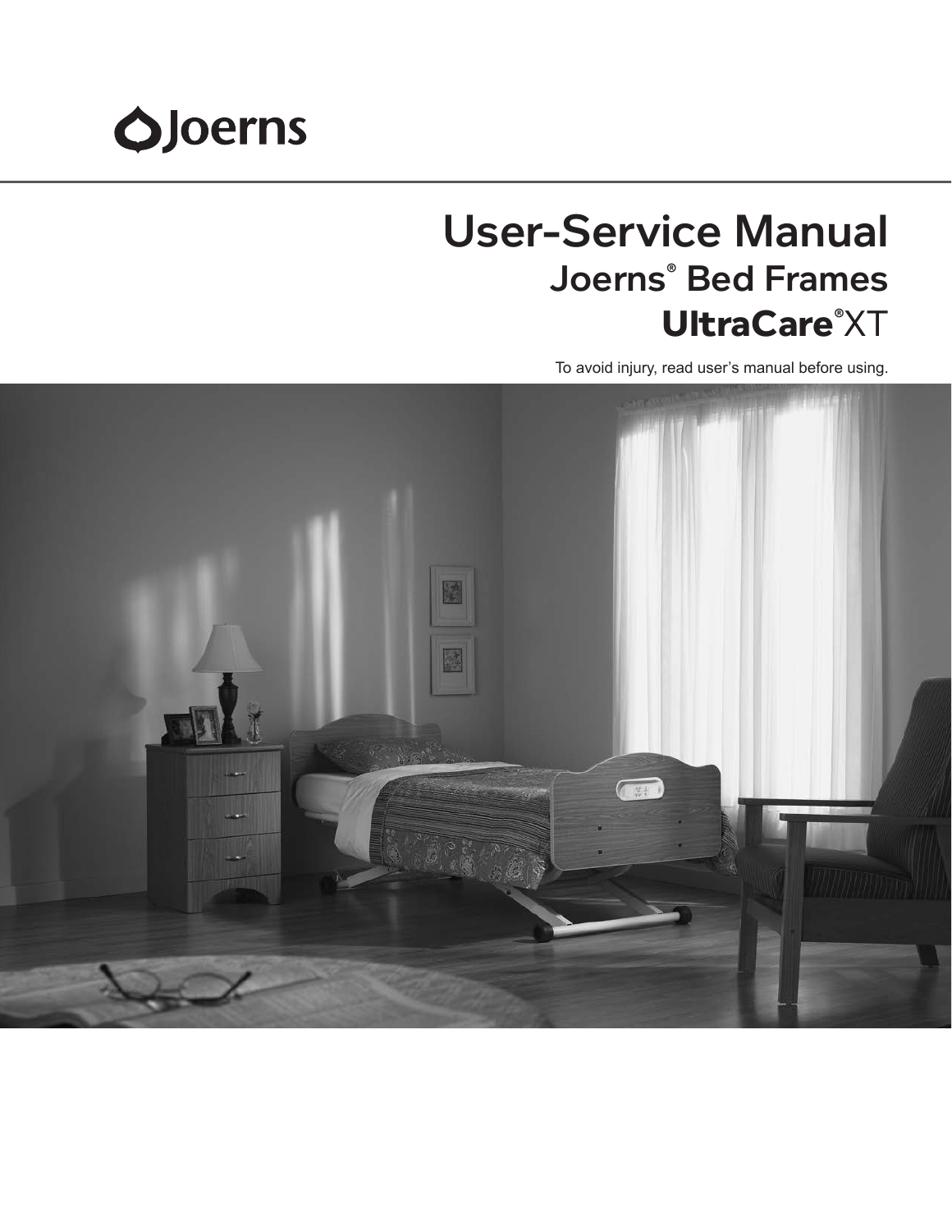Joerns

# User-Service Manual

## Joerns® Bed Frames

## UltraCare®XT

To avoid injury, read user's manual before using.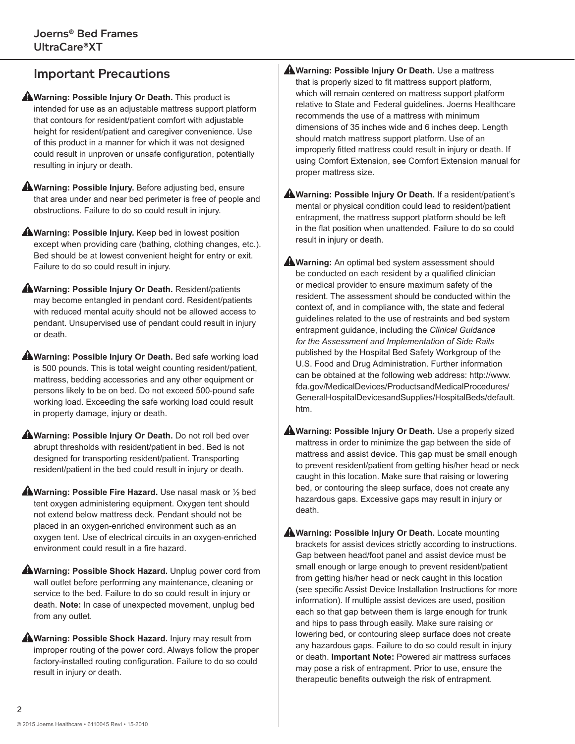## Important Precautions

⚠ **Warning: Possible Injury Or Death.** This product is intended for use as an adjustable mattress support platform that contours for resident/patient comfort with adjustable height for resident/patient and caregiver convenience. Use of this product in a manner for which it was not designed could result in unproven or unsafe configuration, potentially resulting in injury or death.

⚠ **Warning: Possible Injury.** Before adjusting bed, ensure that area under and near bed perimeter is free of people and obstructions. Failure to do so could result in injury.

⚠ **Warning: Possible Injury.** Keep bed in lowest position except when providing care (bathing, clothing changes, etc.). Bed should be at lowest convenient height for entry or exit. Failure to do so could result in injury.

⚠ **Warning: Possible Injury Or Death.** Resident/patients may become entangled in pendant cord. Resident/patients with reduced mental acuity should not be allowed access to pendant. Unsupervised use of pendant could result in injury or death.

⚠ **Warning: Possible Injury Or Death.** Bed safe working load is 500 pounds. This is total weight counting resident/patient, mattress, bedding accessories and any other equipment or persons likely to be on bed. Do not exceed 500-pound safe working load. Exceeding the safe working load could result in property damage, injury or death.

⚠ **Warning: Possible Injury Or Death.** Do not roll bed over abrupt thresholds with resident/patient in bed. Bed is not designed for transporting resident/patient. Transporting resident/patient in the bed could result in injury or death.

⚠ **Warning: Possible Fire Hazard.** Use nasal mask or ½ bed tent oxygen administering equipment. Oxygen tent should not extend below mattress deck. Pendant should not be placed in an oxygen-enriched environment such as an oxygen tent. Use of electrical circuits in an oxygen-enriched environment could result in a fire hazard.

⚠ **Warning: Possible Shock Hazard.** Unplug power cord from wall outlet before performing any maintenance, cleaning or service to the bed. Failure to do so could result in injury or death. **Note:** In case of unexpected movement, unplug bed from any outlet.

⚠ **Warning: Possible Shock Hazard.** Injury may result from improper routing of the power cord. Always follow the proper factory-installed routing configuration. Failure to do so could result in injury or death.

⚠ **Warning: Possible Injury Or Death.** Use a mattress that is properly sized to fit mattress support platform, which will remain centered on mattress support platform relative to State and Federal guidelines. Joerns Healthcare recommends the use of a mattress with minimum dimensions of 35 inches wide and 6 inches deep. Length should match mattress support platform. Use of an improperly fitted mattress could result in injury or death. If using Comfort Extension, see Comfort Extension manual for proper mattress size.

⚠ **Warning: Possible Injury Or Death.** If a resident/patient's mental or physical condition could lead to resident/patient entrapment, the mattress support platform should be left in the flat position when unattended. Failure to do so could result in injury or death.

⚠ **Warning:** An optimal bed system assessment should be conducted on each resident by a qualified clinician or medical provider to ensure maximum safety of the resident. The assessment should be conducted within the context of, and in compliance with, the state and federal guidelines related to the use of restraints and bed system entrapment guidance, including the *Clinical Guidance for the Assessment and Implementation of Side Rails* published by the Hospital Bed Safety Workgroup of the U.S. Food and Drug Administration. Further information can be obtained at the following web address: http://www.fda.gov/MedicalDevices/ProductsandMedicalProcedures/GeneralHospitalDevicesandSupplies/HospitalBeds/default.htm.

⚠ **Warning: Possible Injury Or Death.** Use a properly sized mattress in order to minimize the gap between the side of mattress and assist device. This gap must be small enough to prevent resident/patient from getting his/her head or neck caught in this location. Make sure that raising or lowering bed, or contouring the sleep surface, does not create any hazardous gaps. Excessive gaps may result in injury or death.

⚠ **Warning: Possible Injury Or Death.** Locate mounting brackets for assist devices strictly according to instructions. Gap between head/foot panel and assist device must be small enough or large enough to prevent resident/patient from getting his/her head or neck caught in this location (see specific Assist Device Installation Instructions for more information). If multiple assist devices are used, position each so that gap between them is large enough for trunk and hips to pass through easily. Make sure raising or lowering bed, or contouring sleep surface does not create any hazardous gaps. Failure to do so could result in injury or death. **Important Note:** Powered air mattress surfaces may pose a risk of entrapment. Prior to use, ensure the therapeutic benefits outweigh the risk of entrapment.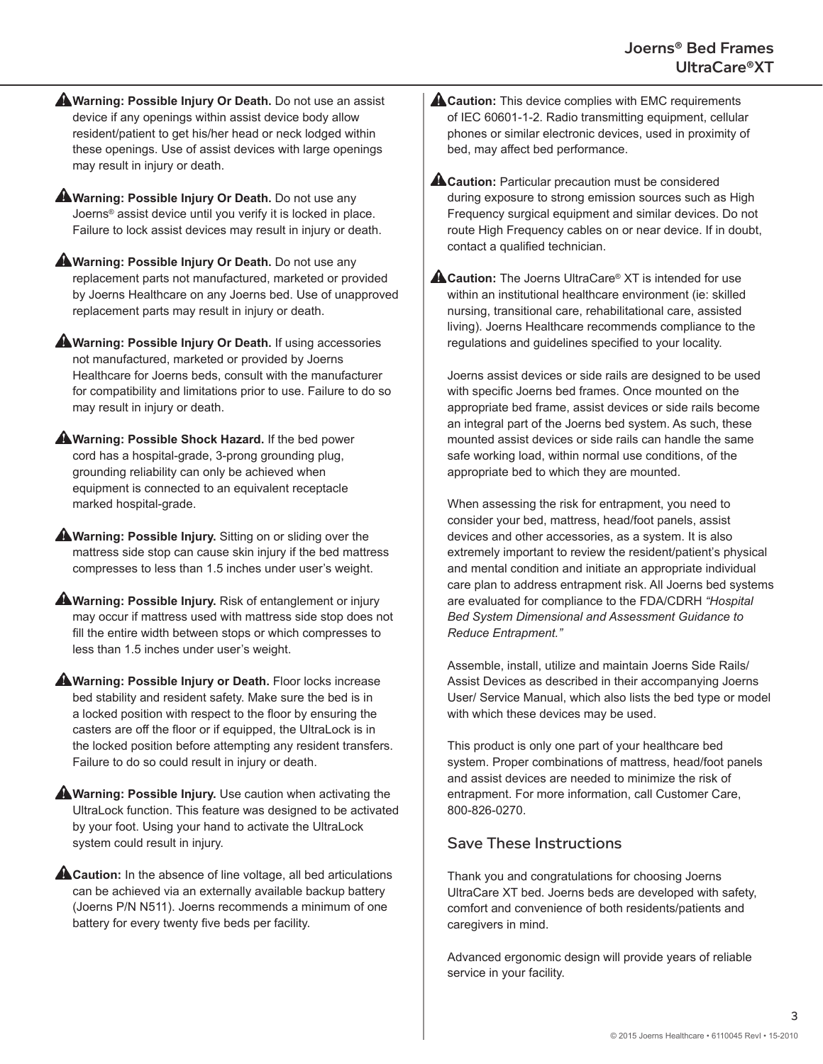⚠**Warning: Possible Injury Or Death.** Do not use an assist device if any openings within assist device body allow resident/patient to get his/her head or neck lodged within these openings. Use of assist devices with large openings may result in injury or death.

⚠**Warning: Possible Injury Or Death.** Do not use any Joerns® assist device until you verify it is locked in place. Failure to lock assist devices may result in injury or death.

⚠**Warning: Possible Injury Or Death.** Do not use any replacement parts not manufactured, marketed or provided by Joerns Healthcare on any Joerns bed. Use of unapproved replacement parts may result in injury or death.

⚠**Warning: Possible Injury Or Death.** If using accessories not manufactured, marketed or provided by Joerns Healthcare for Joerns beds, consult with the manufacturer for compatibility and limitations prior to use. Failure to do so may result in injury or death.

⚠**Warning: Possible Shock Hazard.** If the bed power cord has a hospital-grade, 3-prong grounding plug, grounding reliability can only be achieved when equipment is connected to an equivalent receptacle marked hospital-grade.

⚠**Warning: Possible Injury.** Sitting on or sliding over the mattress side stop can cause skin injury if the bed mattress compresses to less than 1.5 inches under user's weight.

⚠**Warning: Possible Injury.** Risk of entanglement or injury may occur if mattress used with mattress side stop does not fill the entire width between stops or which compresses to less than 1.5 inches under user's weight.

⚠**Warning: Possible Injury or Death.** Floor locks increase bed stability and resident safety. Make sure the bed is in a locked position with respect to the floor by ensuring the casters are off the floor or if equipped, the UltraLock is in the locked position before attempting any resident transfers. Failure to do so could result in injury or death.

⚠**Warning: Possible Injury.** Use caution when activating the UltraLock function. This feature was designed to be activated by your foot. Using your hand to activate the UltraLock system could result in injury.

⚠**Caution:** In the absence of line voltage, all bed articulations can be achieved via an externally available backup battery (Joerns P/N N511). Joerns recommends a minimum of one battery for every twenty five beds per facility.

⚠**Caution:** This device complies with EMC requirements of IEC 60601-1-2. Radio transmitting equipment, cellular phones or similar electronic devices, used in proximity of bed, may affect bed performance.

⚠**Caution:** Particular precaution must be considered during exposure to strong emission sources such as High Frequency surgical equipment and similar devices. Do not route High Frequency cables on or near device. If in doubt, contact a qualified technician.

⚠**Caution:** The Joerns UltraCare® XT is intended for use within an institutional healthcare environment (ie: skilled nursing, transitional care, rehabilitational care, assisted living). Joerns Healthcare recommends compliance to the regulations and guidelines specified to your locality.

Joerns assist devices or side rails are designed to be used with specific Joerns bed frames. Once mounted on the appropriate bed frame, assist devices or side rails become an integral part of the Joerns bed system. As such, these mounted assist devices or side rails can handle the same safe working load, within normal use conditions, of the appropriate bed to which they are mounted.

When assessing the risk for entrapment, you need to consider your bed, mattress, head/foot panels, assist devices and other accessories, as a system. It is also extremely important to review the resident/patient's physical and mental condition and initiate an appropriate individual care plan to address entrapment risk. All Joerns bed systems are evaluated for compliance to the FDA/CDRH *"Hospital Bed System Dimensional and Assessment Guidance to Reduce Entrapment."*

Assemble, install, utilize and maintain Joerns Side Rails/ Assist Devices as described in their accompanying Joerns User/ Service Manual, which also lists the bed type or model with which these devices may be used.

This product is only one part of your healthcare bed system. Proper combinations of mattress, head/foot panels and assist devices are needed to minimize the risk of entrapment. For more information, call Customer Care, 800-826-0270.

## Save These Instructions

Thank you and congratulations for choosing Joerns UltraCare XT bed. Joerns beds are developed with safety, comfort and convenience of both residents/patients and caregivers in mind.

Advanced ergonomic design will provide years of reliable service in your facility.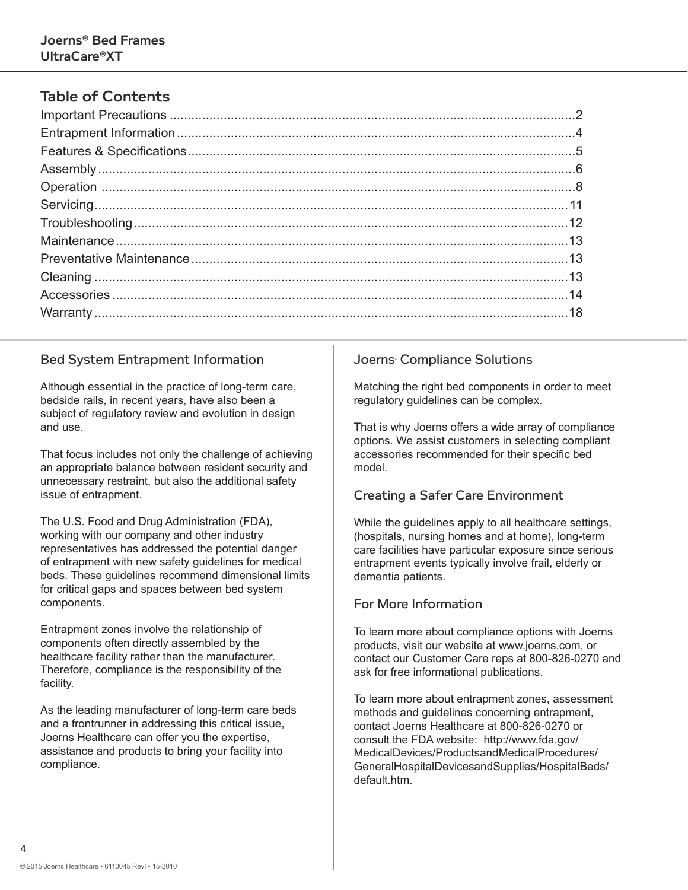## Table of Contents

| | |
|---|---|
| Important Precautions | 2 |
| Entrapment Information | 4 |
| Features & Specifications | 5 |
| Assembly | 6 |
| Operation | 8 |
| Servicing | 11 |
| Troubleshooting | 12 |
| Maintenance | 13 |
| Preventative Maintenance | 13 |
| Cleaning | 13 |
| Accessories | 14 |
| Warranty | 18 |

### Bed System Entrapment Information

Although essential in the practice of long-term care, bedside rails, in recent years, have also been a subject of regulatory review and evolution in design and use.

That focus includes not only the challenge of achieving an appropriate balance between resident security and unnecessary restraint, but also the additional safety issue of entrapment.

The U.S. Food and Drug Administration (FDA), working with our company and other industry representatives has addressed the potential danger of entrapment with new safety guidelines for medical beds. These guidelines recommend dimensional limits for critical gaps and spaces between bed system components.

Entrapment zones involve the relationship of components often directly assembled by the healthcare facility rather than the manufacturer. Therefore, compliance is the responsibility of the facility.

As the leading manufacturer of long-term care beds and a frontrunner in addressing this critical issue, Joerns Healthcare can offer you the expertise, assistance and products to bring your facility into compliance.

### Joerns· Compliance Solutions

Matching the right bed components in order to meet regulatory guidelines can be complex.

That is why Joerns offers a wide array of compliance options. We assist customers in selecting compliant accessories recommended for their specific bed model.

### Creating a Safer Care Environment

While the guidelines apply to all healthcare settings, (hospitals, nursing homes and at home), long-term care facilities have particular exposure since serious entrapment events typically involve frail, elderly or dementia patients.

### For More Information

To learn more about compliance options with Joerns products, visit our website at www.joerns.com, or contact our Customer Care reps at 800-826-0270 and ask for free informational publications.

To learn more about entrapment zones, assessment methods and guidelines concerning entrapment, contact Joerns Healthcare at 800-826-0270 or consult the FDA website: http://www.fda.gov/MedicalDevices/ProductsandMedicalProcedures/GeneralHospitalDevicesandSupplies/HospitalBeds/default.htm.

© 2015 Joerns Healthcare • 6110045 RevI • 15-2010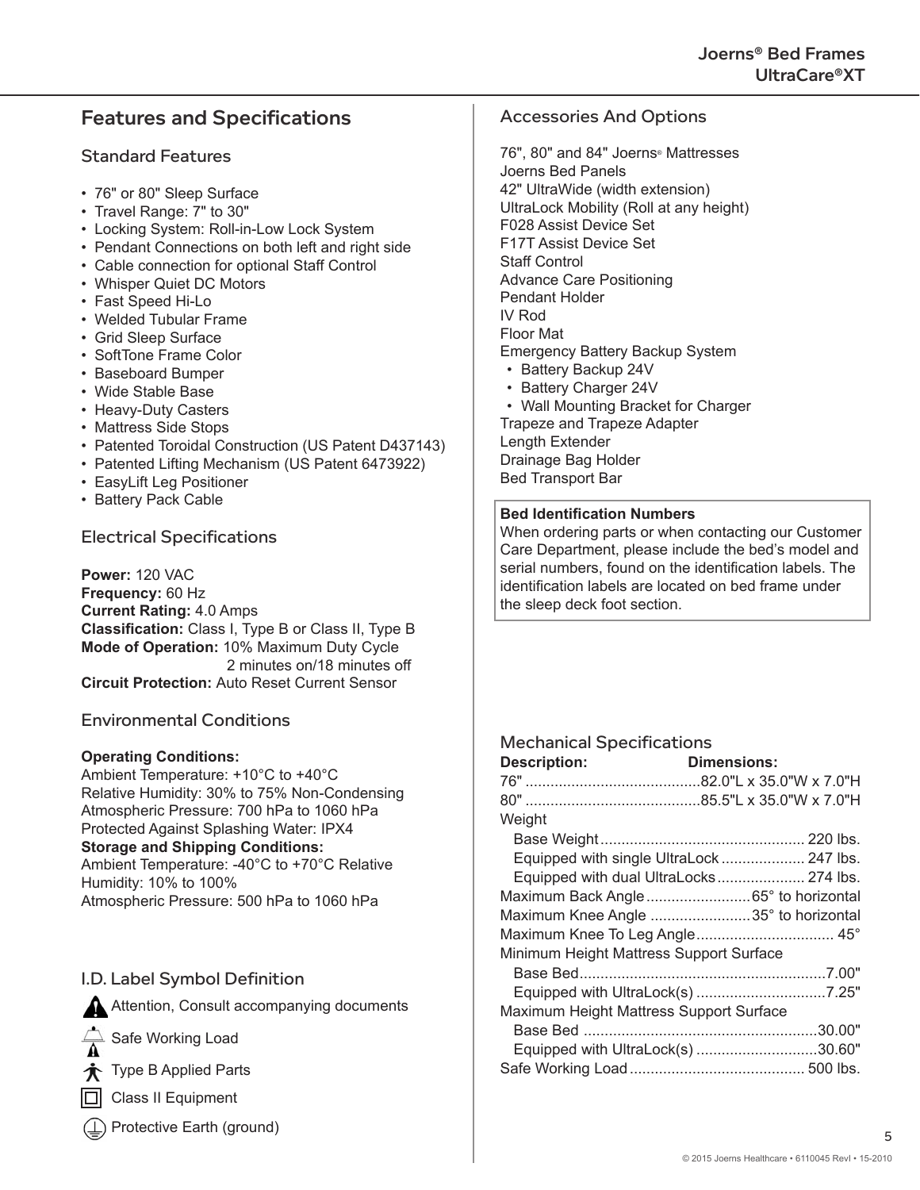## Features and Specifications

### Standard Features

- 76" or 80" Sleep Surface
- Travel Range: 7" to 30"
- Locking System: Roll-in-Low Lock System
- Pendant Connections on both left and right side
- Cable connection for optional Staff Control
- Whisper Quiet DC Motors
- Fast Speed Hi-Lo
- Welded Tubular Frame
- Grid Sleep Surface
- SoftTone Frame Color
- Baseboard Bumper
- Wide Stable Base
- Heavy-Duty Casters
- Mattress Side Stops
- Patented Toroidal Construction (US Patent D437143)
- Patented Lifting Mechanism (US Patent 6473922)
- EasyLift Leg Positioner
- Battery Pack Cable

### Electrical Specifications

**Power:** 120 VAC
**Frequency:** 60 Hz
**Current Rating:** 4.0 Amps
**Classification:** Class I, Type B or Class II, Type B
**Mode of Operation:** 10% Maximum Duty Cycle
2 minutes on/18 minutes off
**Circuit Protection:** Auto Reset Current Sensor

### Environmental Conditions

**Operating Conditions:**
Ambient Temperature: +10°C to +40°C
Relative Humidity: 30% to 75% Non-Condensing
Atmospheric Pressure: 700 hPa to 1060 hPa
Protected Against Splashing Water: IPX4
**Storage and Shipping Conditions:**
Ambient Temperature: -40°C to +70°C Relative Humidity: 10% to 100%
Atmospheric Pressure: 500 hPa to 1060 hPa

### I.D. Label Symbol Definition

- Attention, Consult accompanying documents
- Safe Working Load
- Type B Applied Parts
- Class II Equipment
- Protective Earth (ground)

### Accessories And Options

76", 80" and 84" Joerns® Mattresses
Joerns Bed Panels
42" UltraWide (width extension)
UltraLock Mobility (Roll at any height)
F028 Assist Device Set
F17T Assist Device Set
Staff Control
Advance Care Positioning
Pendant Holder
IV Rod
Floor Mat
Emergency Battery Backup System
- Battery Backup 24V
- Battery Charger 24V
- Wall Mounting Bracket for Charger

Trapeze and Trapeze Adapter
Length Extender
Drainage Bag Holder
Bed Transport Bar

**Bed Identification Numbers**
When ordering parts or when contacting our Customer Care Department, please include the bed's model and serial numbers, found on the identification labels. The identification labels are located on bed frame under the sleep deck foot section.

### Mechanical Specifications

| Description: | Dimensions: |
|---|---|
| 76" | 82.0"L x 35.0"W x 7.0"H |
| 80" | 85.5"L x 35.0"W x 7.0"H |
| Weight | |
| Base Weight | 220 lbs. |
| Equipped with single UltraLock | 247 lbs. |
| Equipped with dual UltraLocks | 274 lbs. |
| Maximum Back Angle | 65° to horizontal |
| Maximum Knee Angle | 35° to horizontal |
| Maximum Knee To Leg Angle | 45° |
| Minimum Height Mattress Support Surface | |
| Base Bed | 7.00" |
| Equipped with UltraLock(s) | 7.25" |
| Maximum Height Mattress Support Surface | |
| Base Bed | 30.00" |
| Equipped with UltraLock(s) | 30.60" |
| Safe Working Load | 500 lbs. |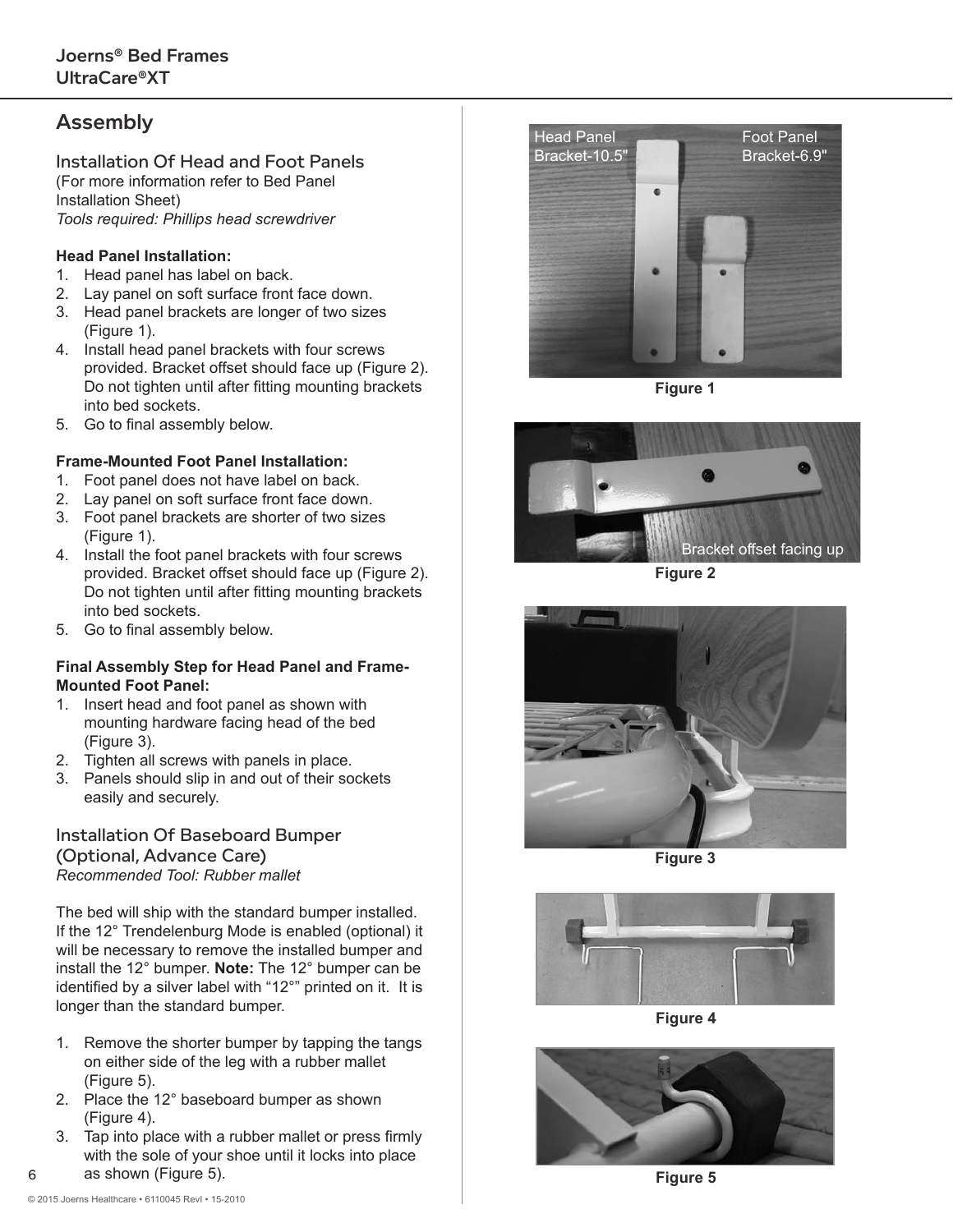## Assembly

### Installation Of Head and Foot Panels

(For more information refer to Bed Panel Installation Sheet)
*Tools required: Phillips head screwdriver*

**Head Panel Installation:**

1. Head panel has label on back.
2. Lay panel on soft surface front face down.
3. Head panel brackets are longer of two sizes (Figure 1).
4. Install head panel brackets with four screws provided. Bracket offset should face up (Figure 2). Do not tighten until after fitting mounting brackets into bed sockets.
5. Go to final assembly below.

**Frame-Mounted Foot Panel Installation:**

1. Foot panel does not have label on back.
2. Lay panel on soft surface front face down.
3. Foot panel brackets are shorter of two sizes (Figure 1).
4. Install the foot panel brackets with four screws provided. Bracket offset should face up (Figure 2). Do not tighten until after fitting mounting brackets into bed sockets.
5. Go to final assembly below.

**Final Assembly Step for Head Panel and Frame-Mounted Foot Panel:**

1. Insert head and foot panel as shown with mounting hardware facing head of the bed (Figure 3).
2. Tighten all screws with panels in place.
3. Panels should slip in and out of their sockets easily and securely.

### Installation Of Baseboard Bumper (Optional, Advance Care)

*Recommended Tool: Rubber mallet*

The bed will ship with the standard bumper installed. If the 12° Trendelenburg Mode is enabled (optional) it will be necessary to remove the installed bumper and install the 12° bumper. **Note:** The 12° bumper can be identified by a silver label with "12°" printed on it. It is longer than the standard bumper.

1. Remove the shorter bumper by tapping the tangs on either side of the leg with a rubber mallet (Figure 5).
2. Place the 12° baseboard bumper as shown (Figure 4).
3. Tap into place with a rubber mallet or press firmly with the sole of your shoe until it locks into place as shown (Figure 5).

Head Panel Bracket-10.5" Foot Panel Bracket-6.9"

**Figure 1**

Bracket offset facing up

**Figure 2**

**Figure 3**

**Figure 4**

**Figure 5**

© 2015 Joerns Healthcare • 6110045 RevI • 15-2010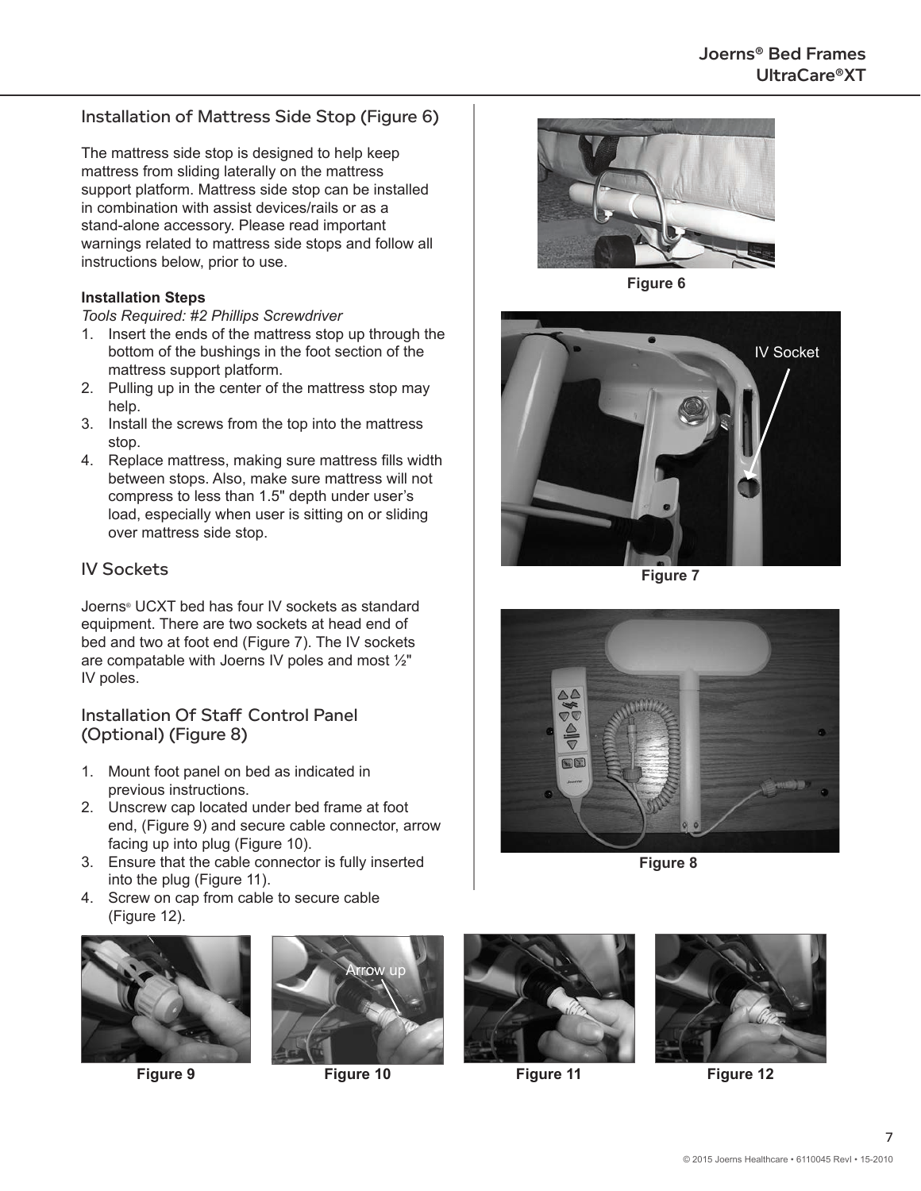## Installation of Mattress Side Stop (Figure 6)

The mattress side stop is designed to help keep mattress from sliding laterally on the mattress support platform. Mattress side stop can be installed in combination with assist devices/rails or as a stand-alone accessory. Please read important warnings related to mattress side stops and follow all instructions below, prior to use.

**Installation Steps**

*Tools Required: #2 Phillips Screwdriver*

1. Insert the ends of the mattress stop up through the bottom of the bushings in the foot section of the mattress support platform.
2. Pulling up in the center of the mattress stop may help.
3. Install the screws from the top into the mattress stop.
4. Replace mattress, making sure mattress fills width between stops. Also, make sure mattress will not compress to less than 1.5" depth under user's load, especially when user is sitting on or sliding over mattress side stop.

## IV Sockets

Joerns® UCXT bed has four IV sockets as standard equipment. There are two sockets at head end of bed and two at foot end (Figure 7). The IV sockets are compatable with Joerns IV poles and most ½" IV poles.

## Installation Of Staff Control Panel (Optional) (Figure 8)

1. Mount foot panel on bed as indicated in previous instructions.
2. Unscrew cap located under bed frame at foot end, (Figure 9) and secure cable connector, arrow facing up into plug (Figure 10).
3. Ensure that the cable connector is fully inserted into the plug (Figure 11).
4. Screw on cap from cable to secure cable (Figure 12).

Figure 6

IV Socket

Figure 7

Figure 8

Figure 9

Arrow up

Figure 10

Figure 11

Figure 12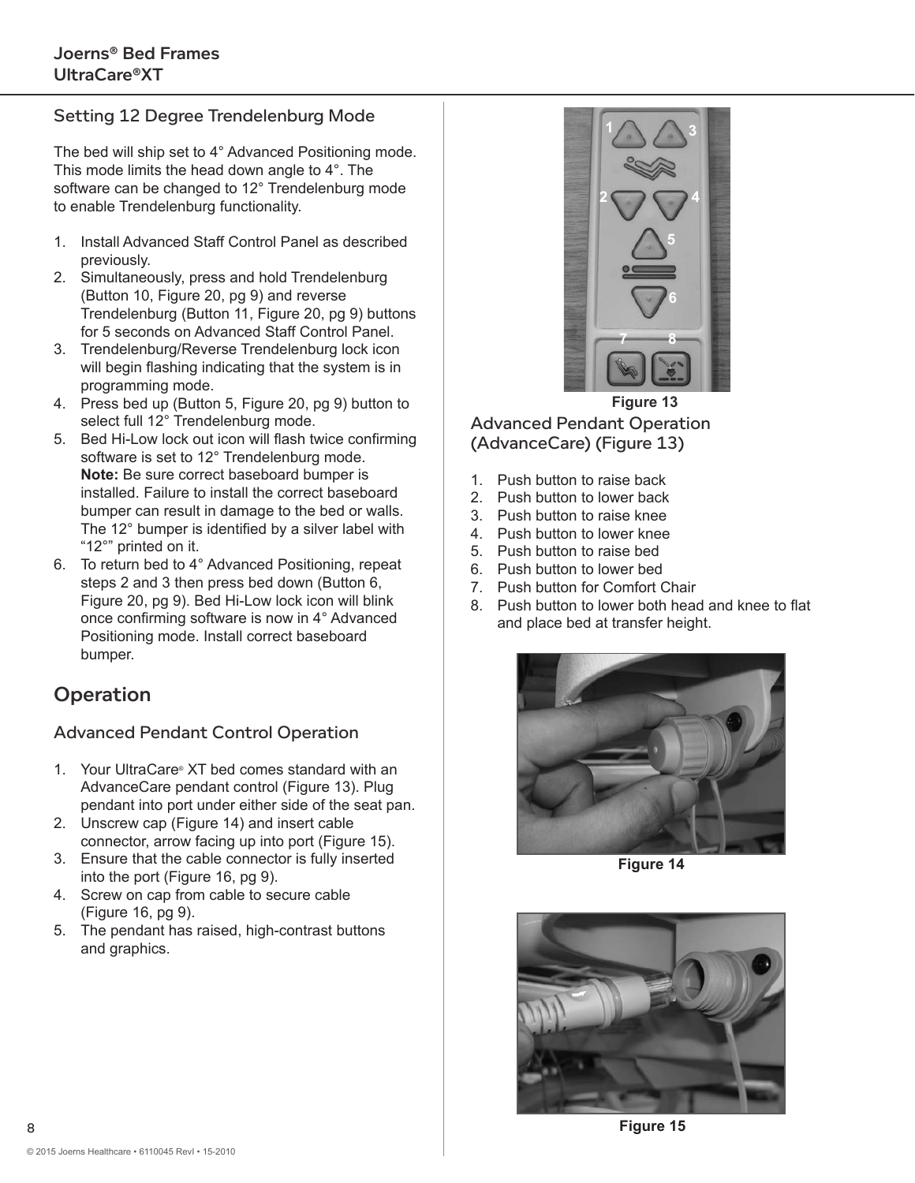## Setting 12 Degree Trendelenburg Mode

The bed will ship set to 4° Advanced Positioning mode. This mode limits the head down angle to 4°. The software can be changed to 12° Trendelenburg mode to enable Trendelenburg functionality.

1. Install Advanced Staff Control Panel as described previously.
2. Simultaneously, press and hold Trendelenburg (Button 10, Figure 20, pg 9) and reverse Trendelenburg (Button 11, Figure 20, pg 9) buttons for 5 seconds on Advanced Staff Control Panel.
3. Trendelenburg/Reverse Trendelenburg lock icon will begin flashing indicating that the system is in programming mode.
4. Press bed up (Button 5, Figure 20, pg 9) button to select full 12° Trendelenburg mode.
5. Bed Hi-Low lock out icon will flash twice confirming software is set to 12° Trendelenburg mode.
   **Note:** Be sure correct baseboard bumper is installed. Failure to install the correct baseboard bumper can result in damage to the bed or walls. The 12° bumper is identified by a silver label with "12°" printed on it.
6. To return bed to 4° Advanced Positioning, repeat steps 2 and 3 then press bed down (Button 6, Figure 20, pg 9). Bed Hi-Low lock icon will blink once confirming software is now in 4° Advanced Positioning mode. Install correct baseboard bumper.

# Operation

## Advanced Pendant Control Operation

1. Your UltraCare® XT bed comes standard with an AdvanceCare pendant control (Figure 13). Plug pendant into port under either side of the seat pan.
2. Unscrew cap (Figure 14) and insert cable connector, arrow facing up into port (Figure 15).
3. Ensure that the cable connector is fully inserted into the port (Figure 16, pg 9).
4. Screw on cap from cable to secure cable (Figure 16, pg 9).
5. The pendant has raised, high-contrast buttons and graphics.

Figure 13

## Advanced Pendant Operation (AdvanceCare) (Figure 13)

1. Push button to raise back
2. Push button to lower back
3. Push button to raise knee
4. Push button to lower knee
5. Push button to raise bed
6. Push button to lower bed
7. Push button for Comfort Chair
8. Push button to lower both head and knee to flat and place bed at transfer height.

Figure 14

Figure 15

© 2015 Joerns Healthcare • 6110045 RevI • 15-2010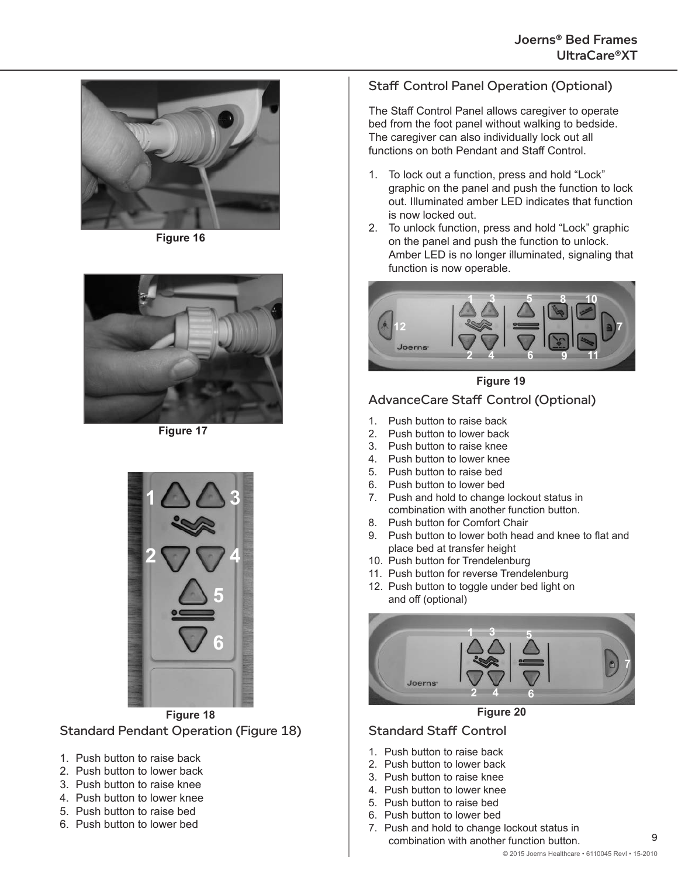Figure 16

Figure 17

Figure 18

## Standard Pendant Operation (Figure 18)

1. Push button to raise back
2. Push button to lower back
3. Push button to raise knee
4. Push button to lower knee
5. Push button to raise bed
6. Push button to lower bed

## Staff Control Panel Operation (Optional)

The Staff Control Panel allows caregiver to operate bed from the foot panel without walking to bedside. The caregiver can also individually lock out all functions on both Pendant and Staff Control.

1. To lock out a function, press and hold "Lock" graphic on the panel and push the function to lock out. Illuminated amber LED indicates that function is now locked out.
2. To unlock function, press and hold "Lock" graphic on the panel and push the function to unlock. Amber LED is no longer illuminated, signaling that function is now operable.

Figure 19

## AdvanceCare Staff Control (Optional)

1. Push button to raise back
2. Push button to lower back
3. Push button to raise knee
4. Push button to lower knee
5. Push button to raise bed
6. Push button to lower bed
7. Push and hold to change lockout status in combination with another function button.
8. Push button for Comfort Chair
9. Push button to lower both head and knee to flat and place bed at transfer height
10. Push button for Trendelenburg
11. Push button for reverse Trendelenburg
12. Push button to toggle under bed light on and off (optional)

Figure 20

## Standard Staff Control

1. Push button to raise back
2. Push button to lower back
3. Push button to raise knee
4. Push button to lower knee
5. Push button to raise bed
6. Push button to lower bed
7. Push and hold to change lockout status in combination with another function button.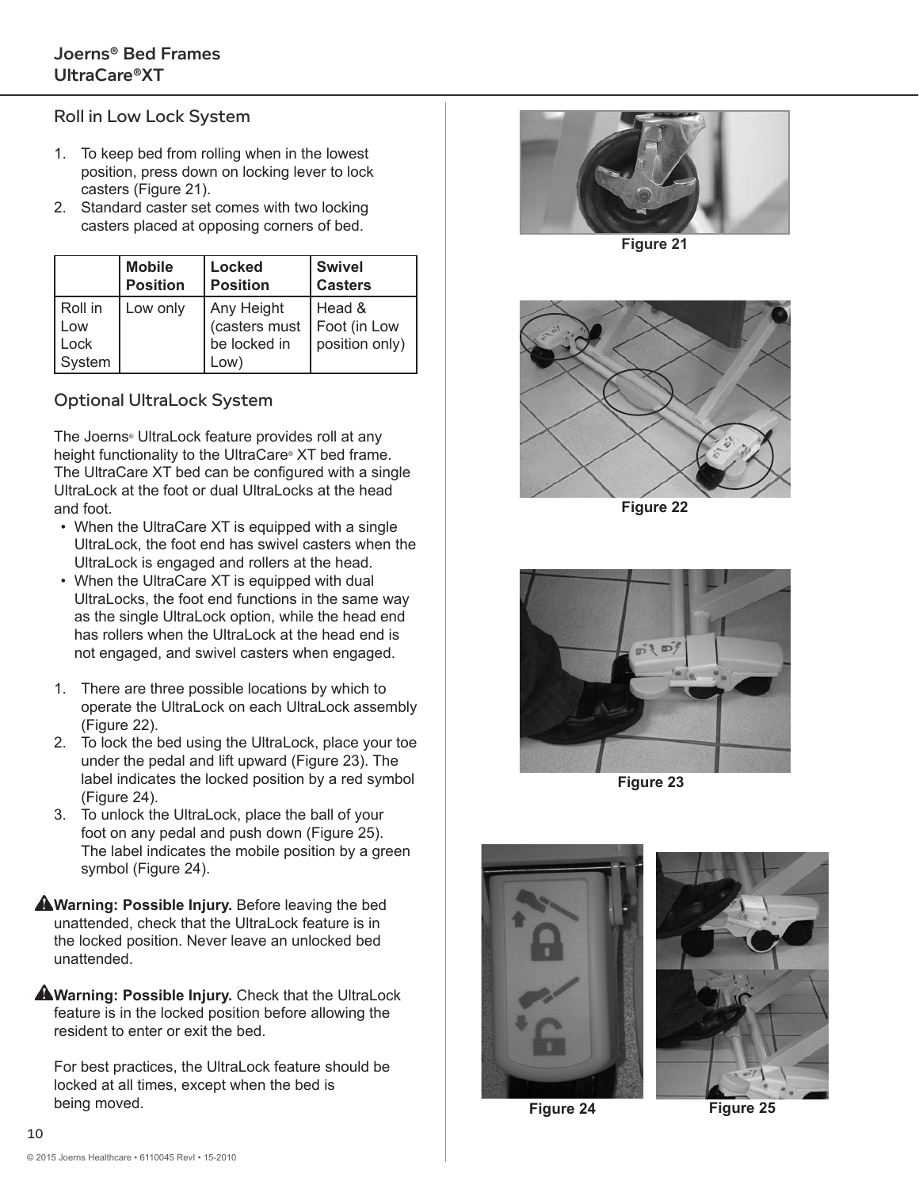## Roll in Low Lock System

1. To keep bed from rolling when in the lowest position, press down on locking lever to lock casters (Figure 21).
2. Standard caster set comes with two locking casters placed at opposing corners of bed.

| | Mobile Position | Locked Position | Swivel Casters |
|---|---|---|---|
| Roll in Low Lock System | Low only | Any Height (casters must be locked in Low) | Head & Foot (in Low position only) |

## Optional UltraLock System

The Joerns® UltraLock feature provides roll at any height functionality to the UltraCare® XT bed frame. The UltraCare XT bed can be configured with a single UltraLock at the foot or dual UltraLocks at the head and foot.

- When the UltraCare XT is equipped with a single UltraLock, the foot end has swivel casters when the UltraLock is engaged and rollers at the head.
- When the UltraCare XT is equipped with dual UltraLocks, the foot end functions in the same way as the single UltraLock option, while the head end has rollers when the UltraLock at the head end is not engaged, and swivel casters when engaged.

1. There are three possible locations by which to operate the UltraLock on each UltraLock assembly (Figure 22).
2. To lock the bed using the UltraLock, place your toe under the pedal and lift upward (Figure 23). The label indicates the locked position by a red symbol (Figure 24).
3. To unlock the UltraLock, place the ball of your foot on any pedal and push down (Figure 25). The label indicates the mobile position by a green symbol (Figure 24).

**Warning: Possible Injury.** Before leaving the bed unattended, check that the UltraLock feature is in the locked position. Never leave an unlocked bed unattended.

**Warning: Possible Injury.** Check that the UltraLock feature is in the locked position before allowing the resident to enter or exit the bed.

For best practices, the UltraLock feature should be locked at all times, except when the bed is being moved.

Figure 21

Figure 22

Figure 23

Figure 24

Figure 25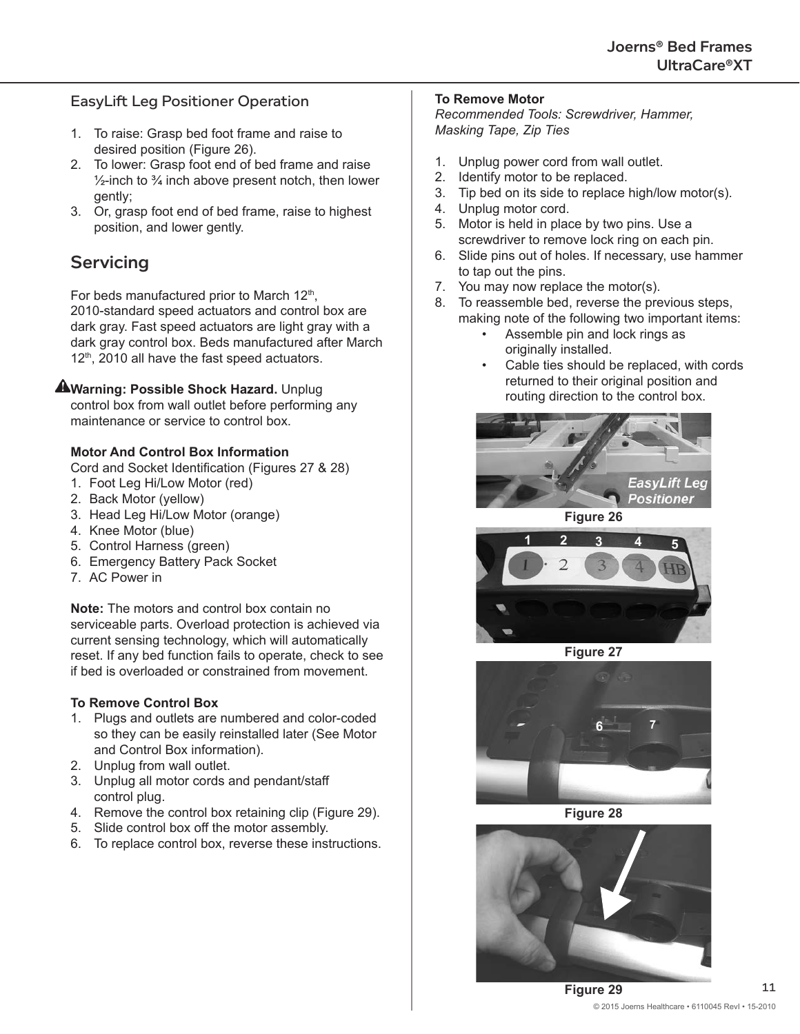## EasyLift Leg Positioner Operation

1. To raise: Grasp bed foot frame and raise to desired position (Figure 26).
2. To lower: Grasp foot end of bed frame and raise ½-inch to ¾ inch above present notch, then lower gently;
3. Or, grasp foot end of bed frame, raise to highest position, and lower gently.

## Servicing

For beds manufactured prior to March 12th, 2010-standard speed actuators and control box are dark gray. Fast speed actuators are light gray with a dark gray control box. Beds manufactured after March 12th, 2010 all have the fast speed actuators.

⚠**Warning: Possible Shock Hazard.** Unplug control box from wall outlet before performing any maintenance or service to control box.

**Motor And Control Box Information**

Cord and Socket Identification (Figures 27 & 28)

1. Foot Leg Hi/Low Motor (red)
2. Back Motor (yellow)
3. Head Leg Hi/Low Motor (orange)
4. Knee Motor (blue)
5. Control Harness (green)
6. Emergency Battery Pack Socket
7. AC Power in

**Note:** The motors and control box contain no serviceable parts. Overload protection is achieved via current sensing technology, which will automatically reset. If any bed function fails to operate, check to see if bed is overloaded or constrained from movement.

**To Remove Control Box**

1. Plugs and outlets are numbered and color-coded so they can be easily reinstalled later (See Motor and Control Box information).
2. Unplug from wall outlet.
3. Unplug all motor cords and pendant/staff control plug.
4. Remove the control box retaining clip (Figure 29).
5. Slide control box off the motor assembly.
6. To replace control box, reverse these instructions.

**To Remove Motor**

*Recommended Tools: Screwdriver, Hammer, Masking Tape, Zip Ties*

1. Unplug power cord from wall outlet.
2. Identify motor to be replaced.
3. Tip bed on its side to replace high/low motor(s).
4. Unplug motor cord.
5. Motor is held in place by two pins. Use a screwdriver to remove lock ring on each pin.
6. Slide pins out of holes. If necessary, use hammer to tap out the pins.
7. You may now replace the motor(s).
8. To reassemble bed, reverse the previous steps, making note of the following two important items:
   - Assemble pin and lock rings as originally installed.
   - Cable ties should be replaced, with cords returned to their original position and routing direction to the control box.

Figure 26

Figure 27

Figure 28

Figure 29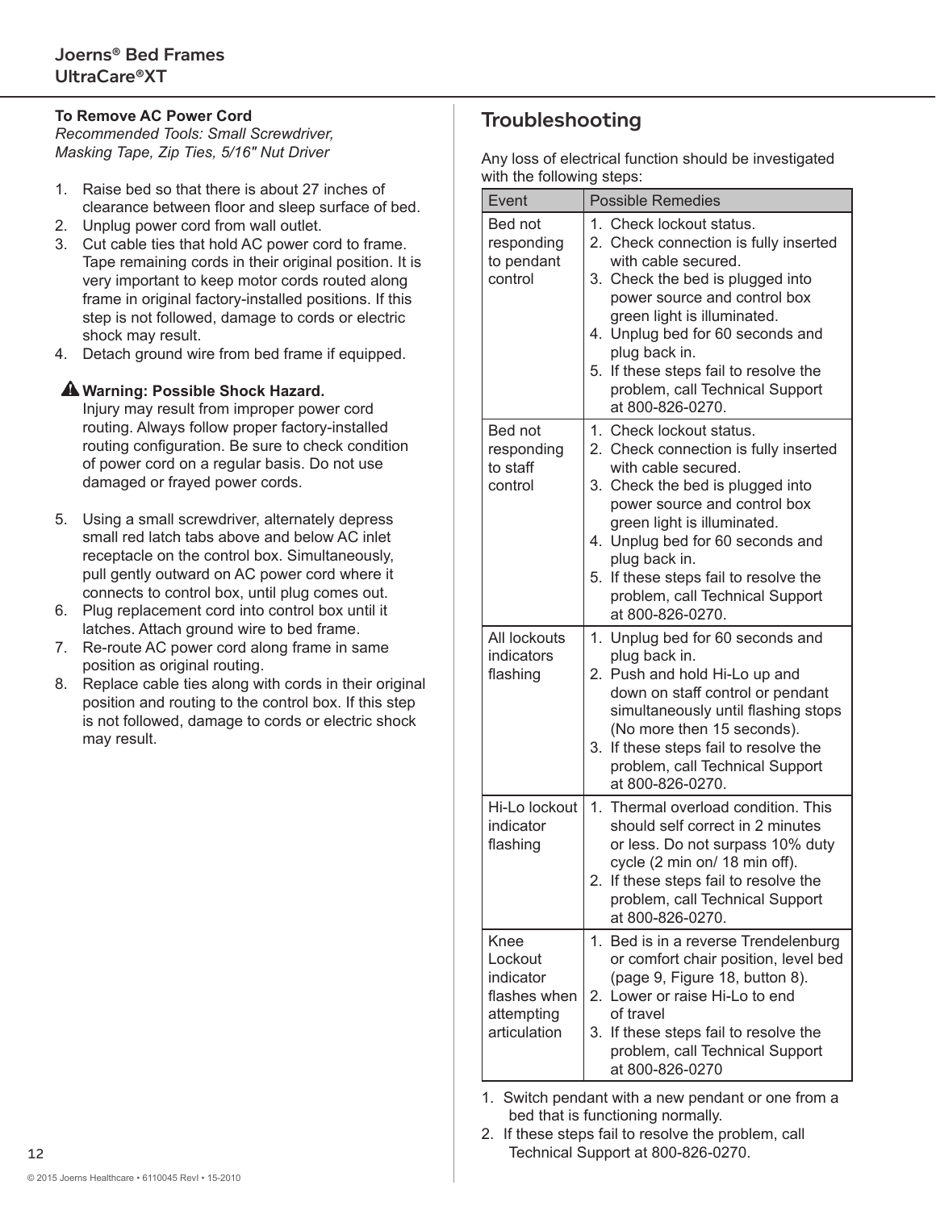### To Remove AC Power Cord

*Recommended Tools: Small Screwdriver, Masking Tape, Zip Ties, 5/16" Nut Driver*

1. Raise bed so that there is about 27 inches of clearance between floor and sleep surface of bed.
2. Unplug power cord from wall outlet.
3. Cut cable ties that hold AC power cord to frame. Tape remaining cords in their original position. It is very important to keep motor cords routed along frame in original factory-installed positions. If this step is not followed, damage to cords or electric shock may result.
4. Detach ground wire from bed frame if equipped.

**⚠ Warning: Possible Shock Hazard.**
Injury may result from improper power cord routing. Always follow proper factory-installed routing configuration. Be sure to check condition of power cord on a regular basis. Do not use damaged or frayed power cords.

5. Using a small screwdriver, alternately depress small red latch tabs above and below AC inlet receptacle on the control box. Simultaneously, pull gently outward on AC power cord where it connects to control box, until plug comes out.
6. Plug replacement cord into control box until it latches. Attach ground wire to bed frame.
7. Re-route AC power cord along frame in same position as original routing.
8. Replace cable ties along with cords in their original position and routing to the control box. If this step is not followed, damage to cords or electric shock may result.

## Troubleshooting

Any loss of electrical function should be investigated with the following steps:

| Event | Possible Remedies |
|---|---|
| Bed not responding to pendant control | 1. Check lockout status.<br>2. Check connection is fully inserted with cable secured.<br>3. Check the bed is plugged into power source and control box green light is illuminated.<br>4. Unplug bed for 60 seconds and plug back in.<br>5. If these steps fail to resolve the problem, call Technical Support at 800-826-0270. |
| Bed not responding to staff control | 1. Check lockout status.<br>2. Check connection is fully inserted with cable secured.<br>3. Check the bed is plugged into power source and control box green light is illuminated.<br>4. Unplug bed for 60 seconds and plug back in.<br>5. If these steps fail to resolve the problem, call Technical Support at 800-826-0270. |
| All lockouts indicators flashing | 1. Unplug bed for 60 seconds and plug back in.<br>2. Push and hold Hi-Lo up and down on staff control or pendant simultaneously until flashing stops (No more then 15 seconds).<br>3. If these steps fail to resolve the problem, call Technical Support at 800-826-0270. |
| Hi-Lo lockout indicator flashing | 1. Thermal overload condition. This should self correct in 2 minutes or less. Do not surpass 10% duty cycle (2 min on/ 18 min off).<br>2. If these steps fail to resolve the problem, call Technical Support at 800-826-0270. |
| Knee Lockout indicator flashes when attempting articulation | 1. Bed is in a reverse Trendelenburg or comfort chair position, level bed (page 9, Figure 18, button 8).<br>2. Lower or raise Hi-Lo to end of travel<br>3. If these steps fail to resolve the problem, call Technical Support at 800-826-0270 |

1. Switch pendant with a new pendant or one from a bed that is functioning normally.
2. If these steps fail to resolve the problem, call Technical Support at 800-826-0270.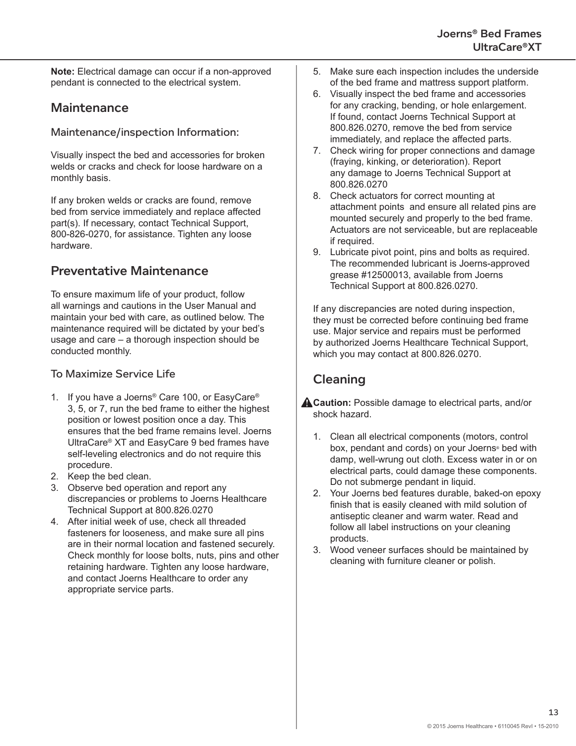**Note:** Electrical damage can occur if a non-approved pendant is connected to the electrical system.

## Maintenance

### Maintenance/inspection Information:

Visually inspect the bed and accessories for broken welds or cracks and check for loose hardware on a monthly basis.

If any broken welds or cracks are found, remove bed from service immediately and replace affected part(s). If necessary, contact Technical Support, 800-826-0270, for assistance. Tighten any loose hardware.

## Preventative Maintenance

To ensure maximum life of your product, follow all warnings and cautions in the User Manual and maintain your bed with care, as outlined below. The maintenance required will be dictated by your bed's usage and care – a thorough inspection should be conducted monthly.

### To Maximize Service Life

1. If you have a Joerns® Care 100, or EasyCare® 3, 5, or 7, run the bed frame to either the highest position or lowest position once a day. This ensures that the bed frame remains level. Joerns UltraCare® XT and EasyCare 9 bed frames have self-leveling electronics and do not require this procedure.
2. Keep the bed clean.
3. Observe bed operation and report any discrepancies or problems to Joerns Healthcare Technical Support at 800.826.0270
4. After initial week of use, check all threaded fasteners for looseness, and make sure all pins are in their normal location and fastened securely. Check monthly for loose bolts, nuts, pins and other retaining hardware. Tighten any loose hardware, and contact Joerns Healthcare to order any appropriate service parts.
5. Make sure each inspection includes the underside of the bed frame and mattress support platform.
6. Visually inspect the bed frame and accessories for any cracking, bending, or hole enlargement. If found, contact Joerns Technical Support at 800.826.0270, remove the bed from service immediately, and replace the affected parts.
7. Check wiring for proper connections and damage (fraying, kinking, or deterioration). Report any damage to Joerns Technical Support at 800.826.0270
8. Check actuators for correct mounting at attachment points and ensure all related pins are mounted securely and properly to the bed frame. Actuators are not serviceable, but are replaceable if required.
9. Lubricate pivot point, pins and bolts as required. The recommended lubricant is Joerns-approved grease #12500013, available from Joerns Technical Support at 800.826.0270.

If any discrepancies are noted during inspection, they must be corrected before continuing bed frame use. Major service and repairs must be performed by authorized Joerns Healthcare Technical Support, which you may contact at 800.826.0270.

## Cleaning

⚠ **Caution:** Possible damage to electrical parts, and/or shock hazard.

1. Clean all electrical components (motors, control box, pendant and cords) on your Joerns® bed with damp, well-wrung out cloth. Excess water in or on electrical parts, could damage these components. Do not submerge pendant in liquid.
2. Your Joerns bed features durable, baked-on epoxy finish that is easily cleaned with mild solution of antiseptic cleaner and warm water. Read and follow all label instructions on your cleaning products.
3. Wood veneer surfaces should be maintained by cleaning with furniture cleaner or polish.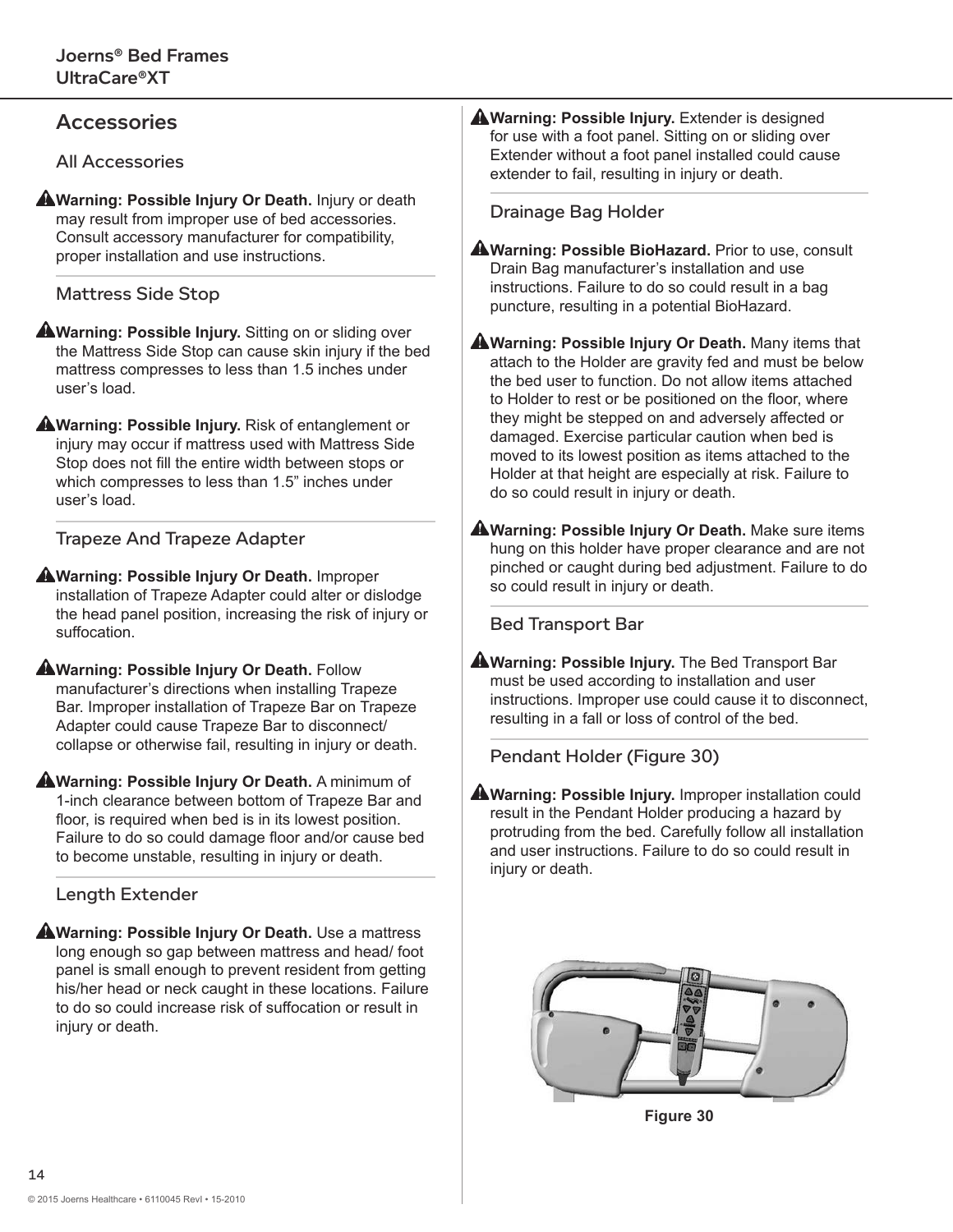# Accessories

## All Accessories

**Warning: Possible Injury Or Death.** Injury or death may result from improper use of bed accessories. Consult accessory manufacturer for compatibility, proper installation and use instructions.

## Mattress Side Stop

**Warning: Possible Injury.** Sitting on or sliding over the Mattress Side Stop can cause skin injury if the bed mattress compresses to less than 1.5 inches under user's load.

**Warning: Possible Injury.** Risk of entanglement or injury may occur if mattress used with Mattress Side Stop does not fill the entire width between stops or which compresses to less than 1.5" inches under user's load.

## Trapeze And Trapeze Adapter

**Warning: Possible Injury Or Death.** Improper installation of Trapeze Adapter could alter or dislodge the head panel position, increasing the risk of injury or suffocation.

**Warning: Possible Injury Or Death.** Follow manufacturer's directions when installing Trapeze Bar. Improper installation of Trapeze Bar on Trapeze Adapter could cause Trapeze Bar to disconnect/ collapse or otherwise fail, resulting in injury or death.

**Warning: Possible Injury Or Death.** A minimum of 1-inch clearance between bottom of Trapeze Bar and floor, is required when bed is in its lowest position. Failure to do so could damage floor and/or cause bed to become unstable, resulting in injury or death.

## Length Extender

**Warning: Possible Injury Or Death.** Use a mattress long enough so gap between mattress and head/ foot panel is small enough to prevent resident from getting his/her head or neck caught in these locations. Failure to do so could increase risk of suffocation or result in injury or death.

**Warning: Possible Injury.** Extender is designed for use with a foot panel. Sitting on or sliding over Extender without a foot panel installed could cause extender to fail, resulting in injury or death.

## Drainage Bag Holder

**Warning: Possible BioHazard.** Prior to use, consult Drain Bag manufacturer's installation and use instructions. Failure to do so could result in a bag puncture, resulting in a potential BioHazard.

**Warning: Possible Injury Or Death.** Many items that attach to the Holder are gravity fed and must be below the bed user to function. Do not allow items attached to Holder to rest or be positioned on the floor, where they might be stepped on and adversely affected or damaged. Exercise particular caution when bed is moved to its lowest position as items attached to the Holder at that height are especially at risk. Failure to do so could result in injury or death.

**Warning: Possible Injury Or Death.** Make sure items hung on this holder have proper clearance and are not pinched or caught during bed adjustment. Failure to do so could result in injury or death.

## Bed Transport Bar

**Warning: Possible Injury.** The Bed Transport Bar must be used according to installation and user instructions. Improper use could cause it to disconnect, resulting in a fall or loss of control of the bed.

## Pendant Holder (Figure 30)

**Warning: Possible Injury.** Improper installation could result in the Pendant Holder producing a hazard by protruding from the bed. Carefully follow all installation and user instructions. Failure to do so could result in injury or death.

**Figure 30**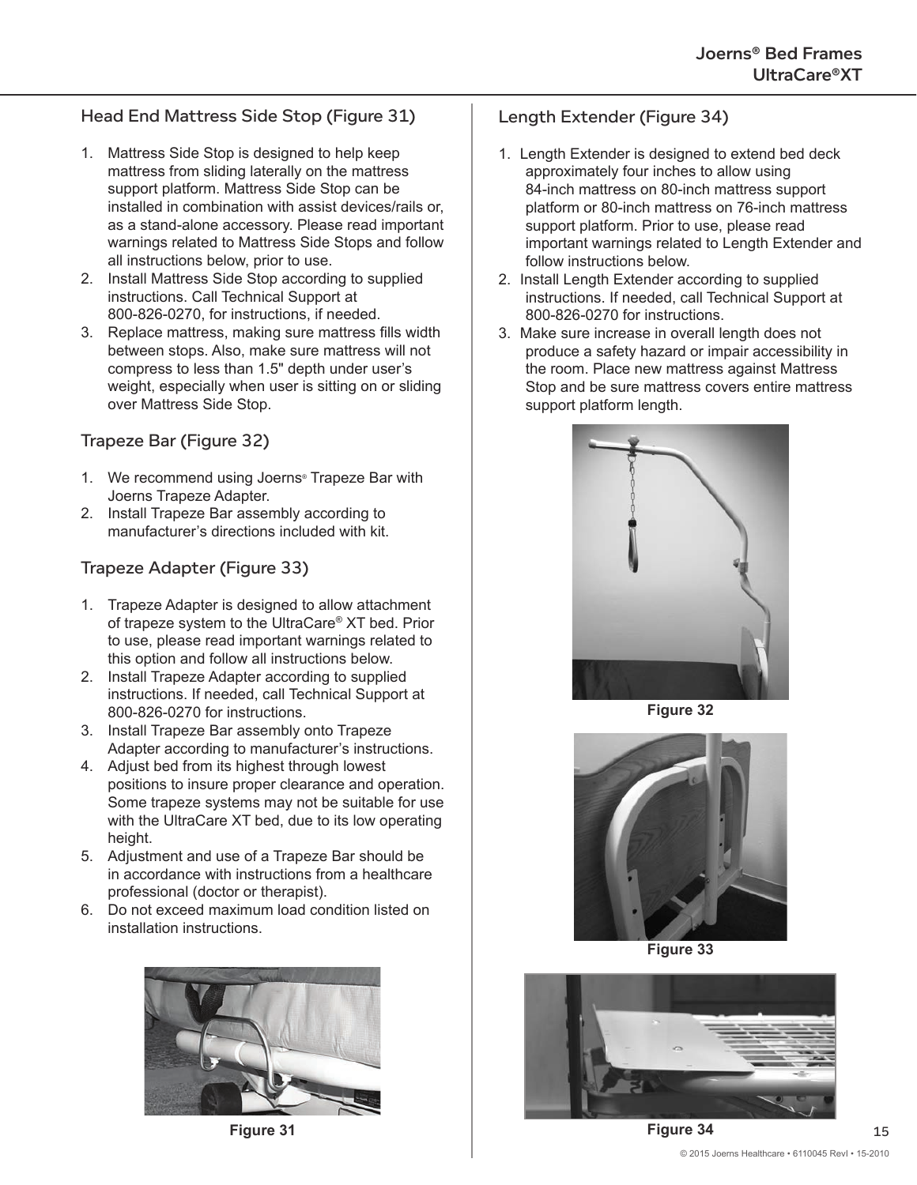## Head End Mattress Side Stop (Figure 31)

1. Mattress Side Stop is designed to help keep mattress from sliding laterally on the mattress support platform. Mattress Side Stop can be installed in combination with assist devices/rails or, as a stand-alone accessory. Please read important warnings related to Mattress Side Stops and follow all instructions below, prior to use.
2. Install Mattress Side Stop according to supplied instructions. Call Technical Support at 800-826-0270, for instructions, if needed.
3. Replace mattress, making sure mattress fills width between stops. Also, make sure mattress will not compress to less than 1.5" depth under user's weight, especially when user is sitting on or sliding over Mattress Side Stop.

## Trapeze Bar (Figure 32)

1. We recommend using Joerns® Trapeze Bar with Joerns Trapeze Adapter.
2. Install Trapeze Bar assembly according to manufacturer's directions included with kit.

## Trapeze Adapter (Figure 33)

1. Trapeze Adapter is designed to allow attachment of trapeze system to the UltraCare® XT bed. Prior to use, please read important warnings related to this option and follow all instructions below.
2. Install Trapeze Adapter according to supplied instructions. If needed, call Technical Support at 800-826-0270 for instructions.
3. Install Trapeze Bar assembly onto Trapeze Adapter according to manufacturer's instructions.
4. Adjust bed from its highest through lowest positions to insure proper clearance and operation. Some trapeze systems may not be suitable for use with the UltraCare XT bed, due to its low operating height.
5. Adjustment and use of a Trapeze Bar should be in accordance with instructions from a healthcare professional (doctor or therapist).
6. Do not exceed maximum load condition listed on installation instructions.

Figure 31

## Length Extender (Figure 34)

1. Length Extender is designed to extend bed deck approximately four inches to allow using 84-inch mattress on 80-inch mattress support platform or 80-inch mattress on 76-inch mattress support platform. Prior to use, please read important warnings related to Length Extender and follow instructions below.
2. Install Length Extender according to supplied instructions. If needed, call Technical Support at 800-826-0270 for instructions.
3. Make sure increase in overall length does not produce a safety hazard or impair accessibility in the room. Place new mattress against Mattress Stop and be sure mattress covers entire mattress support platform length.

Figure 32

Figure 33

Figure 34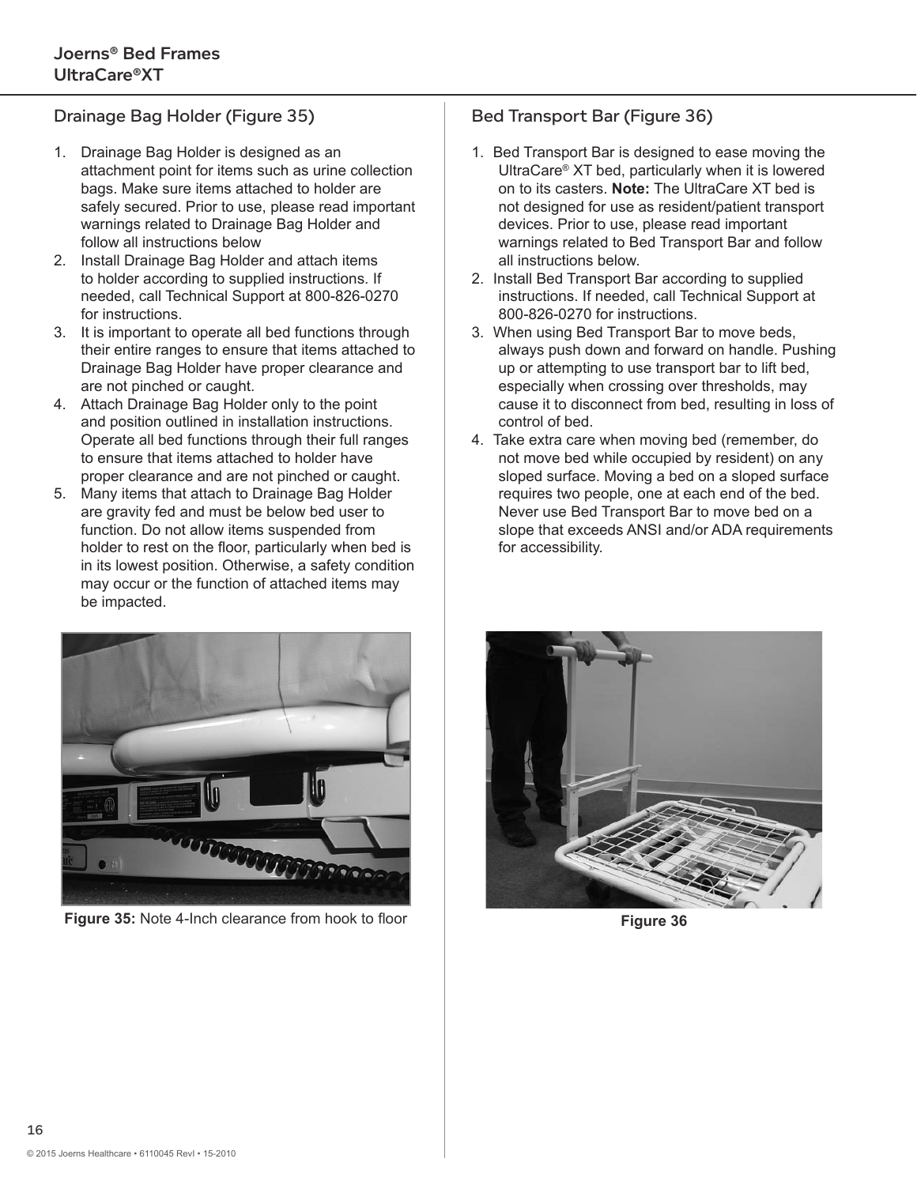## Drainage Bag Holder (Figure 35)

1. Drainage Bag Holder is designed as an attachment point for items such as urine collection bags. Make sure items attached to holder are safely secured. Prior to use, please read important warnings related to Drainage Bag Holder and follow all instructions below
2. Install Drainage Bag Holder and attach items to holder according to supplied instructions. If needed, call Technical Support at 800-826-0270 for instructions.
3. It is important to operate all bed functions through their entire ranges to ensure that items attached to Drainage Bag Holder have proper clearance and are not pinched or caught.
4. Attach Drainage Bag Holder only to the point and position outlined in installation instructions. Operate all bed functions through their full ranges to ensure that items attached to holder have proper clearance and are not pinched or caught.
5. Many items that attach to Drainage Bag Holder are gravity fed and must be below bed user to function. Do not allow items suspended from holder to rest on the floor, particularly when bed is in its lowest position. Otherwise, a safety condition may occur or the function of attached items may be impacted.

**Figure 35:** Note 4-Inch clearance from hook to floor

## Bed Transport Bar (Figure 36)

1. Bed Transport Bar is designed to ease moving the UltraCare® XT bed, particularly when it is lowered on to its casters. **Note:** The UltraCare XT bed is not designed for use as resident/patient transport devices. Prior to use, please read important warnings related to Bed Transport Bar and follow all instructions below.
2. Install Bed Transport Bar according to supplied instructions. If needed, call Technical Support at 800-826-0270 for instructions.
3. When using Bed Transport Bar to move beds, always push down and forward on handle. Pushing up or attempting to use transport bar to lift bed, especially when crossing over thresholds, may cause it to disconnect from bed, resulting in loss of control of bed.
4. Take extra care when moving bed (remember, do not move bed while occupied by resident) on any sloped surface. Moving a bed on a sloped surface requires two people, one at each end of the bed. Never use Bed Transport Bar to move bed on a slope that exceeds ANSI and/or ADA requirements for accessibility.

**Figure 36**

© 2015 Joerns Healthcare • 6110045 RevI • 15-2010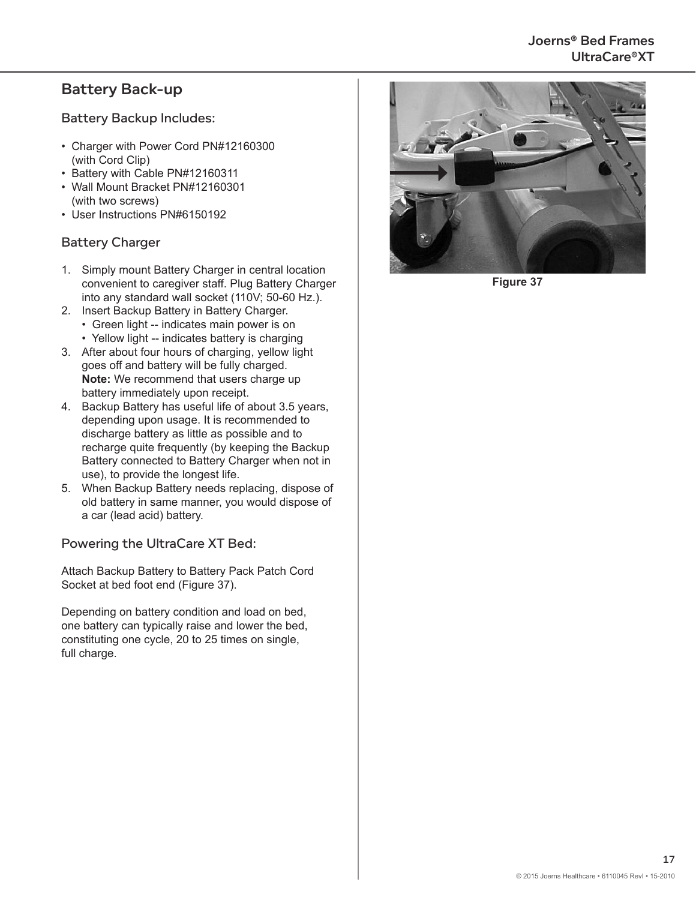## Battery Back-up

### Battery Backup Includes:

- Charger with Power Cord PN#12160300 (with Cord Clip)
- Battery with Cable PN#12160311
- Wall Mount Bracket PN#12160301 (with two screws)
- User Instructions PN#6150192

### Battery Charger

1. Simply mount Battery Charger in central location convenient to caregiver staff. Plug Battery Charger into any standard wall socket (110V; 50-60 Hz.).
2. Insert Backup Battery in Battery Charger.
   - Green light -- indicates main power is on
   - Yellow light -- indicates battery is charging
3. After about four hours of charging, yellow light goes off and battery will be fully charged.
   **Note:** We recommend that users charge up battery immediately upon receipt.
4. Backup Battery has useful life of about 3.5 years, depending upon usage. It is recommended to discharge battery as little as possible and to recharge quite frequently (by keeping the Backup Battery connected to Battery Charger when not in use), to provide the longest life.
5. When Backup Battery needs replacing, dispose of old battery in same manner, you would dispose of a car (lead acid) battery.

### Powering the UltraCare XT Bed:

Attach Backup Battery to Battery Pack Patch Cord Socket at bed foot end (Figure 37).

Depending on battery condition and load on bed, one battery can typically raise and lower the bed, constituting one cycle, 20 to 25 times on single, full charge.

**Figure 37**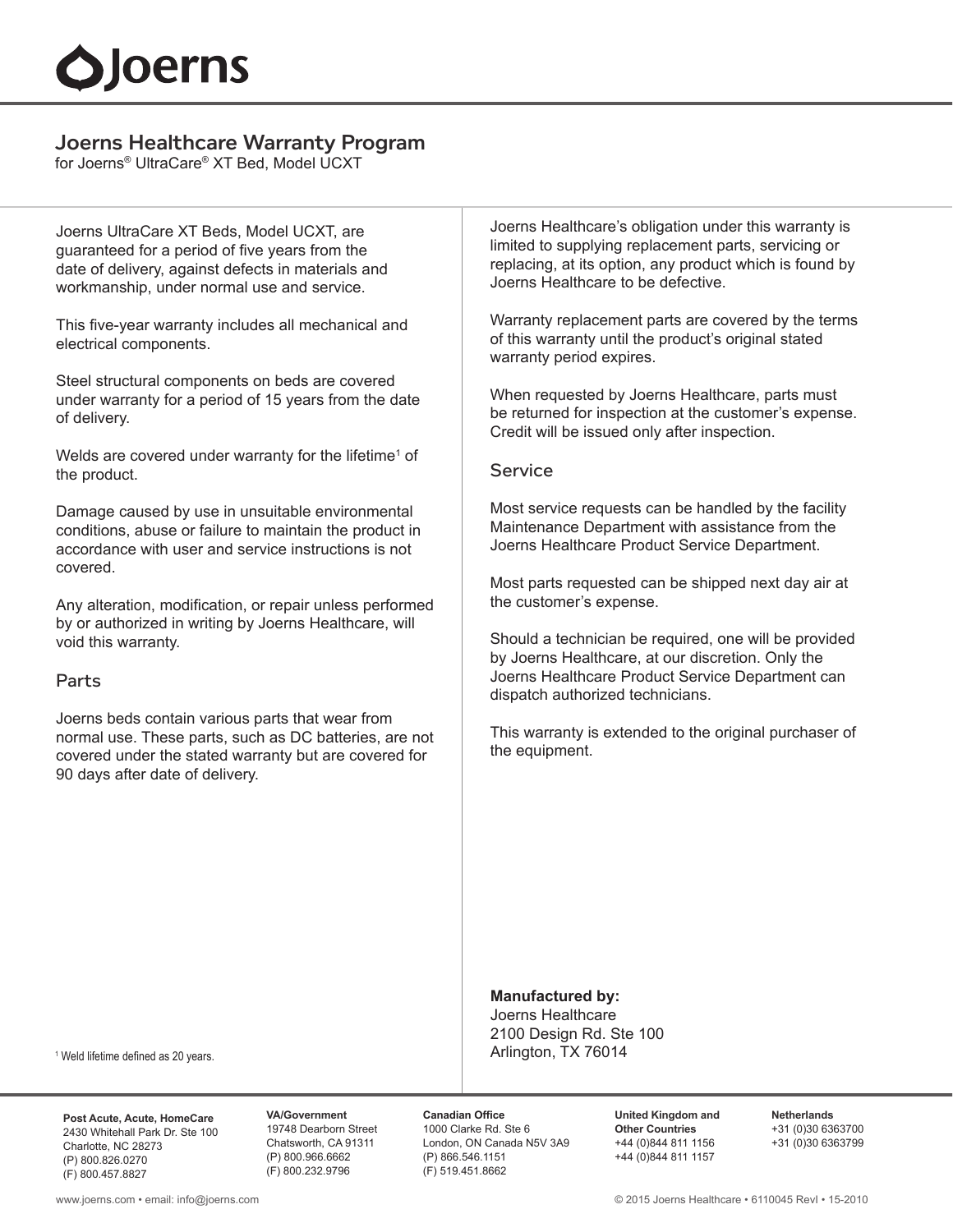# Joerns Healthcare Warranty Program

for Joerns® UltraCare® XT Bed, Model UCXT

Joerns UltraCare XT Beds, Model UCXT, are guaranteed for a period of five years from the date of delivery, against defects in materials and workmanship, under normal use and service.

This five-year warranty includes all mechanical and electrical components.

Steel structural components on beds are covered under warranty for a period of 15 years from the date of delivery.

Welds are covered under warranty for the lifetime[1] of the product.

Damage caused by use in unsuitable environmental conditions, abuse or failure to maintain the product in accordance with user and service instructions is not covered.

Any alteration, modification, or repair unless performed by or authorized in writing by Joerns Healthcare, will void this warranty.

## Parts

Joerns beds contain various parts that wear from normal use. These parts, such as DC batteries, are not covered under the stated warranty but are covered for 90 days after date of delivery.

[1] Weld lifetime defined as 20 years.

Joerns Healthcare's obligation under this warranty is limited to supplying replacement parts, servicing or replacing, at its option, any product which is found by Joerns Healthcare to be defective.

Warranty replacement parts are covered by the terms of this warranty until the product's original stated warranty period expires.

When requested by Joerns Healthcare, parts must be returned for inspection at the customer's expense. Credit will be issued only after inspection.

## Service

Most service requests can be handled by the facility Maintenance Department with assistance from the Joerns Healthcare Product Service Department.

Most parts requested can be shipped next day air at the customer's expense.

Should a technician be required, one will be provided by Joerns Healthcare, at our discretion. Only the Joerns Healthcare Product Service Department can dispatch authorized technicians.

This warranty is extended to the original purchaser of the equipment.

**Manufactured by:**
Joerns Healthcare
2100 Design Rd. Ste 100
Arlington, TX 76014

**Post Acute, Acute, HomeCare**
2430 Whitehall Park Dr. Ste 100
Charlotte, NC 28273
(P) 800.826.0270
(F) 800.457.8827

**VA/Government**
19748 Dearborn Street
Chatsworth, CA 91311
(P) 800.966.6662
(F) 800.232.9796

**Canadian Office**
1000 Clarke Rd. Ste 6
London, ON Canada N5V 3A9
(P) 866.546.1151
(F) 519.451.8662

**United Kingdom and Other Countries**
+44 (0)844 811 1156
+44 (0)844 811 1157

**Netherlands**
+31 (0)30 6363700
+31 (0)30 6363799

www.joerns.com • email: info@joerns.com

© 2015 Joerns Healthcare • 6110045 RevI • 15-2010